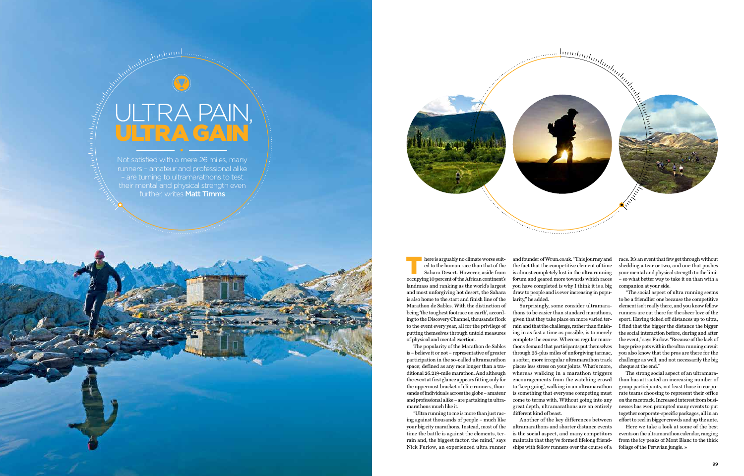# ULTRA PAIN, ULTRA GAIN

Not satisfied with a mere 26 miles, many runners – amateur and professional alike – are turning to ultramarathons to test their mental and physical strength even further, writes **Matt Timms**

There is arguably no climate worse suited to the human race than that of the Sahara Desert. However, aside from occupying 10 percent of the African continent's landmass and ranking as the world's largest and most unforgiving hot desert, the Sahara is also home to the start and finish line of the Marathon de Sables. With the distinction of being 'the toughest footrace on earth', according to the Discovery Channel, thousands flock to the event every year, all for the privilege of putting themselves through untold measures of physical and mental exertion.

The popularity of the Marathon de Sables is – believe it or not – representative of greater participation in the so-called ultramarathon space; defined as any race longer than a traditional 26.219-mile marathon. And although the event at first glance appears fitting only for the uppermost bracket of elite runners, thousands of individuals across the globe – amateur and professional alike – are partaking in ultramarathons much like it.

"Ultra running to me is more than just racing against thousands of people – much like your big city marathons. Instead, most of the time the battle is against the elements, terrain and, the biggest factor, the mind," says Nick Furlow, an experienced ultra runner and founder of Wrun.co.uk. "This journey and the fact that the competitive element of time is almost completely lost in the ultra running forum and geared more towards which races you have completed is why I think it is a big draw to people and is ever increasing in popularity," he added.

Surprisingly, some consider ultramarathons to be easier than standard marathons, given that they take place on more varied terrain and that the challenge, rather than finishing in as fast a time as possible, is to merely complete the course. Whereas regular marathons demand that participants put themselves through 26-plus miles of unforgiving tarmac, a softer, more irregular ultramarathon track places less stress on your joints. What's more, whereas walking in a marathon triggers encouragements from the watching crowd to 'keep going', walking in an ultramarathon is something that everyone competing must come to terms with. Without going into any great depth, ultramarathons are an entirely different kind of beast.

Another of the key differences between ultramarathons and shorter distance events is the social aspect, and many competitors maintain that they've formed lifelong friendships with fellow runners over the course of a race. It's an event that few get through without shedding a tear or two, and one that pushes your mental and physical strength to the limit – so what better way to take it on than with a companion at your side.

"The social aspect of ultra running seems to be a friendlier one because the competitive element isn't really there, and you know fellow runners are out there for the sheer love of the sport. Having ticked off distances up to ultra, I find that the bigger the distance the bigger the social interaction before, during and after the event," says Furlow. "Because of the lack of huge prize pots within the ultra running circuit you also know that the pros are there for the challenge as well, and not necessarily the big cheque at the end."

The strong social aspect of an ultramarathon has attracted an increasing number of group participants, not least those in corporate teams choosing to represent their office on the racetrack. Increased interest from businesses has even prompted many events to put together corporate-specific packages, all in an effort to reel in bigger crowds and up the ante.

Here we take a look at some of the best events on the ultramarathon calendar, ranging from the icy peaks of Mont Blanc to the thick foliage of the Peruvian jungle. »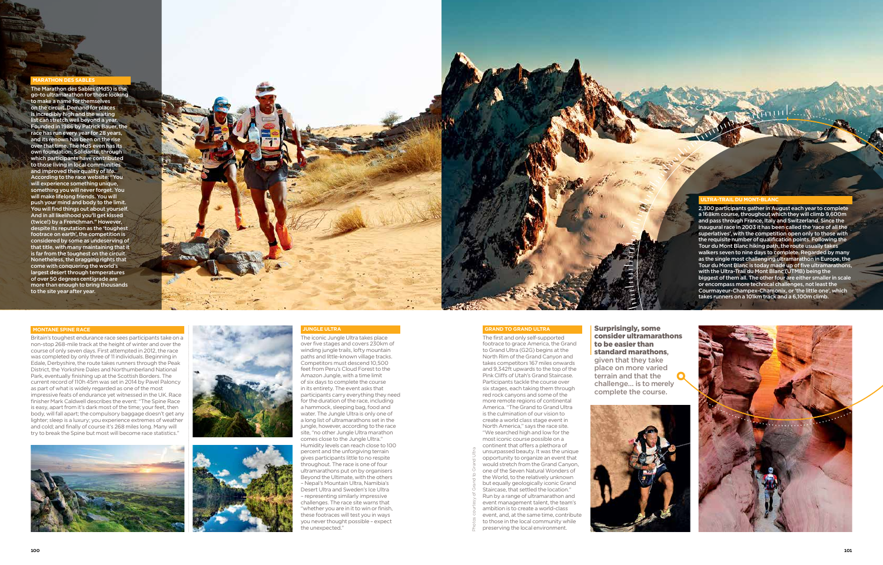## MARATHON DES SABLES

The Marathon des Sables (MdS) is the go-to ultramarathon for those looking to make a name for themselves on the circuit. Demand for places is incredibly high and the waiting list can stretch well beyond a year. Founded in 1986 by Patrick Bauer, the race has run every year for 28 years, and its renown has been on the rise over that time. The MdS even has its own foundation, Solidarite, through which participants have contributed to those living in local communities and improved their quality of life. According to the race website: "You will experience something unique, something you will never forget. You will push your mind and body to the limit. You will find things out about yourself. And in all likelihood you'll get kissed (twice!) by a Frenchman." However, despite its reputation as the 'toughest footrace on earth', the competition is considered by some as undeserving of that title, with many maintaining that it is far from the toughest on the circuit. Nonetheless, the bragging rights that come with conquering the world's largest desert through temperatures of over 50 degrees centigrade are more than enough to bring thousands to the site year after year.

## ULTRA-TRAIL DU MONT-BLANC

2,300 participants gather in August each year to complete a 168km course, throughout which they will climb 9,600m and pass through France, Italy and Switzerland. Since the inaugural race in 2003 it has been called the 'race of all the superlatives', with the competition open only to those with the requisite number of qualification points. Following the Tour du Mont Blanc hiking path, the route usually takes walkers seven to nine days to complete. Regarded by many as the single most challenging ultramarathon in Europe, the Tour du Mont Blanc is today made up of five ultramarathons, with the Ultra-Trail du Mont Blanc (UTMB) being the biggest of them all. The other four are either smaller in scale or encompass more technical challenges, not least the Courmayeur-Champex-Chamonix, or 'the little one', which takes runners on a 101km track and a 6,100m climb.

## MONTANE SPINE RACE

Britain's toughest endurance race sees participants take on a non-stop 268-mile track at the height of winter and over the course of only seven days. First attempted in 2012, the race was completed by only three of 11 individuals. Beginning in Edale, Derbyshire, the route takes runners through the Peak District, the Yorkshire Dales and Northumberland National Park, eventually finishing up at the Scottish Borders. The current record of 110h 45m was set in 2014 by Pavel Paloncy as part of what is widely regarded as one of the most impressive feats of endurance yet witnessed in the UK. Race finisher Mark Caldwell describes the event: "The Spine Race is easy, apart from it's dark most of the time; your feet, then body, will fall apart; the compulsory baggage doesn't get any lighter; sleep is a luxury; you experience extremes of weather and cold; and finally of course it's 268 miles long. Many will try to break the Spine but most will become race statistics."

## JUNGLE ULTRA

The iconic Jungle Ultra takes place over five stages and covers 230km of winding jungle trails, lofty mountain paths and little-known village tracks. Competitors must descend 10,500 feet from Peru's Cloud Forest to the Amazon Jungle, with a time limit of six days to complete the course in its entirety. The event asks that participants carry everything they need for the duration of the race, including a hammock, sleeping bag, food and water. The Jungle Ultra is only one of a long list of ultramarathons set in the jungle, however, according to the race site, "no other Jungle Ultra marathon comes close to the Jungle Ultra." Humidity levels can reach close to 100 percent and the unforgiving terrain gives participants little to no respite throughout. The race is one of four ultramarathons put on by organisers Beyond the Ultimate, with the others – Nepal's Mountain Ultra, Namibia's Desert Ultra and Sweden's Ice Ultra – representing similarly impressive challenges. The race site warns that "whether you are in it to win or finish, these footraces will test you in ways you never thought possible – expect the unexpected."

## GRAND TO GRAND ULTRA

The first and only self-supported footrace to grace America, the Grand to Grand Ultra (G2G) begins at the North Rim of the Grand Canyon and takes competitors 167 miles onwards and 9,342ft upwards to the top of the Pink Cliffs of Utah's Grand Staircase. Participants tackle the course over six stages, each taking them through red rock canyons and some of the more remote regions of continental North America. "The Grand to Grand Ultra is the culmination of our vision to create a world class stage event in North America," says the race site. "We searched high and low for the most iconic course possible on a continent that offers a plethora of unsurpassed beauty. It was the unique opportunity to organize an event that would stretch from the Grand Canyon, one of the Seven Natural Wonders of the World, to the relatively unknown but equally geologically iconic Grand Staircase, that settled the location." Run by a range of ultramarathon and event management talent, the team's ambition is to create a world-class event, and, at the same time, contribute to those in the local community while preserving the local environment.

Photos courtesy of Grand to Grand Ultra

**Surprisingly, some consider ultramarathons to be easier than standard marathons,** given that they take place on more varied terrain and that the challenge... is to merely complete the course.